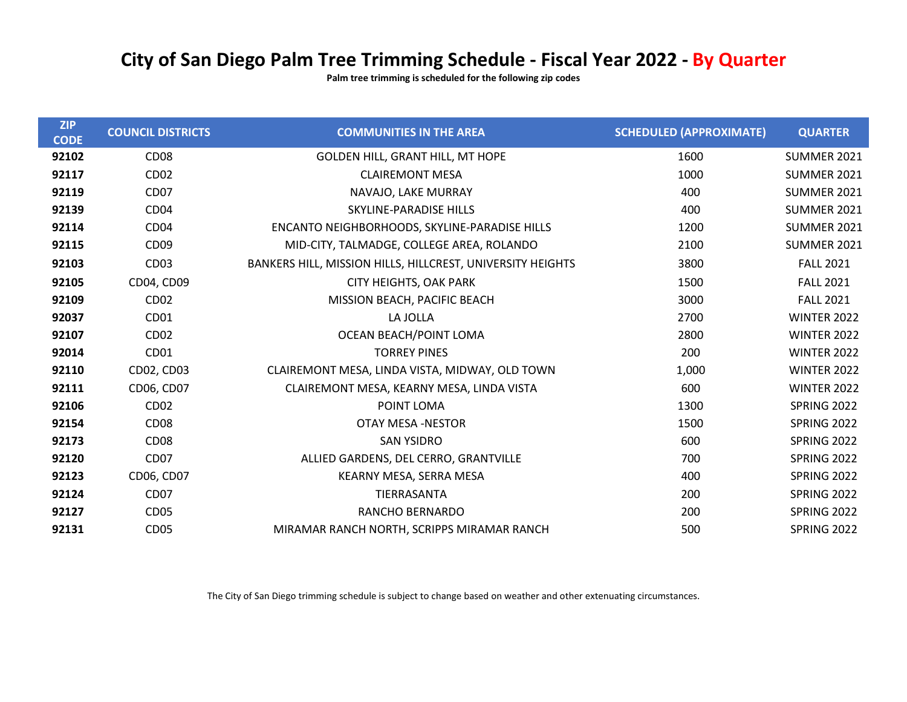# City of San Diego Palm Tree Trimming Schedule - Fiscal Year 2022 - By Quarter

**Palm tree trimming is scheduled for the following zip codes**

| ZIP CODE | COUNCIL DISTRICTS | COMMUNITIES IN THE AREA | SCHEDULED (APPROXIMATE) | QUARTER |
|---|---|---|---|---|
| **92102** | CD08 | GOLDEN HILL, GRANT HILL, MT HOPE | 1600 | SUMMER 2021 |
| **92117** | CD02 | CLAIREMONT MESA | 1000 | SUMMER 2021 |
| **92119** | CD07 | NAVAJO, LAKE MURRAY | 400 | SUMMER 2021 |
| **92139** | CD04 | SKYLINE-PARADISE HILLS | 400 | SUMMER 2021 |
| **92114** | CD04 | ENCANTO NEIGHBORHOODS, SKYLINE-PARADISE HILLS | 1200 | SUMMER 2021 |
| **92115** | CD09 | MID-CITY, TALMADGE, COLLEGE AREA, ROLANDO | 2100 | SUMMER 2021 |
| **92103** | CD03 | BANKERS HILL, MISSION HILLS, HILLCREST, UNIVERSITY HEIGHTS | 3800 | FALL 2021 |
| **92105** | CD04, CD09 | CITY HEIGHTS, OAK PARK | 1500 | FALL 2021 |
| **92109** | CD02 | MISSION BEACH, PACIFIC BEACH | 3000 | FALL 2021 |
| **92037** | CD01 | LA JOLLA | 2700 | WINTER 2022 |
| **92107** | CD02 | OCEAN BEACH/POINT LOMA | 2800 | WINTER 2022 |
| **92014** | CD01 | TORREY PINES | 200 | WINTER 2022 |
| **92110** | CD02, CD03 | CLAIREMONT MESA, LINDA VISTA, MIDWAY, OLD TOWN | 1,000 | WINTER 2022 |
| **92111** | CD06, CD07 | CLAIREMONT MESA, KEARNY MESA, LINDA VISTA | 600 | WINTER 2022 |
| **92106** | CD02 | POINT LOMA | 1300 | SPRING 2022 |
| **92154** | CD08 | OTAY MESA -NESTOR | 1500 | SPRING 2022 |
| **92173** | CD08 | SAN YSIDRO | 600 | SPRING 2022 |
| **92120** | CD07 | ALLIED GARDENS, DEL CERRO, GRANTVILLE | 700 | SPRING 2022 |
| **92123** | CD06, CD07 | KEARNY MESA, SERRA MESA | 400 | SPRING 2022 |
| **92124** | CD07 | TIERRASANTA | 200 | SPRING 2022 |
| **92127** | CD05 | RANCHO BERNARDO | 200 | SPRING 2022 |
| **92131** | CD05 | MIRAMAR RANCH NORTH, SCRIPPS MIRAMAR RANCH | 500 | SPRING 2022 |

The City of San Diego trimming schedule is subject to change based on weather and other extenuating circumstances.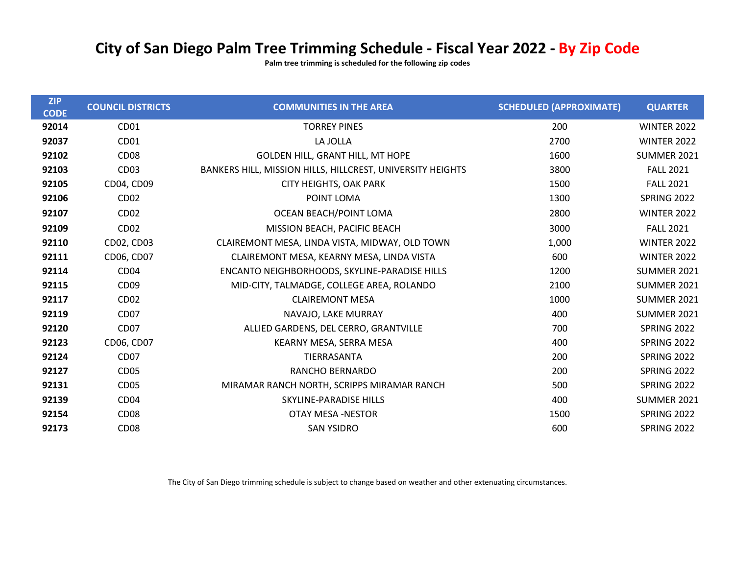# City of San Diego Palm Tree Trimming Schedule - Fiscal Year 2022 - By Zip Code

**Palm tree trimming is scheduled for the following zip codes**

| ZIP CODE | COUNCIL DISTRICTS | COMMUNITIES IN THE AREA | SCHEDULED (APPROXIMATE) | QUARTER |
|---|---|---|---|---|
| **92014** | CD01 | TORREY PINES | 200 | WINTER 2022 |
| **92037** | CD01 | LA JOLLA | 2700 | WINTER 2022 |
| **92102** | CD08 | GOLDEN HILL, GRANT HILL, MT HOPE | 1600 | SUMMER 2021 |
| **92103** | CD03 | BANKERS HILL, MISSION HILLS, HILLCREST, UNIVERSITY HEIGHTS | 3800 | FALL 2021 |
| **92105** | CD04, CD09 | CITY HEIGHTS, OAK PARK | 1500 | FALL 2021 |
| **92106** | CD02 | POINT LOMA | 1300 | SPRING 2022 |
| **92107** | CD02 | OCEAN BEACH/POINT LOMA | 2800 | WINTER 2022 |
| **92109** | CD02 | MISSION BEACH, PACIFIC BEACH | 3000 | FALL 2021 |
| **92110** | CD02, CD03 | CLAIREMONT MESA, LINDA VISTA, MIDWAY, OLD TOWN | 1,000 | WINTER 2022 |
| **92111** | CD06, CD07 | CLAIREMONT MESA, KEARNY MESA, LINDA VISTA | 600 | WINTER 2022 |
| **92114** | CD04 | ENCANTO NEIGHBORHOODS, SKYLINE-PARADISE HILLS | 1200 | SUMMER 2021 |
| **92115** | CD09 | MID-CITY, TALMADGE, COLLEGE AREA, ROLANDO | 2100 | SUMMER 2021 |
| **92117** | CD02 | CLAIREMONT MESA | 1000 | SUMMER 2021 |
| **92119** | CD07 | NAVAJO, LAKE MURRAY | 400 | SUMMER 2021 |
| **92120** | CD07 | ALLIED GARDENS, DEL CERRO, GRANTVILLE | 700 | SPRING 2022 |
| **92123** | CD06, CD07 | KEARNY MESA, SERRA MESA | 400 | SPRING 2022 |
| **92124** | CD07 | TIERRASANTA | 200 | SPRING 2022 |
| **92127** | CD05 | RANCHO BERNARDO | 200 | SPRING 2022 |
| **92131** | CD05 | MIRAMAR RANCH NORTH, SCRIPPS MIRAMAR RANCH | 500 | SPRING 2022 |
| **92139** | CD04 | SKYLINE-PARADISE HILLS | 400 | SUMMER 2021 |
| **92154** | CD08 | OTAY MESA -NESTOR | 1500 | SPRING 2022 |
| **92173** | CD08 | SAN YSIDRO | 600 | SPRING 2022 |

The City of San Diego trimming schedule is subject to change based on weather and other extenuating circumstances.